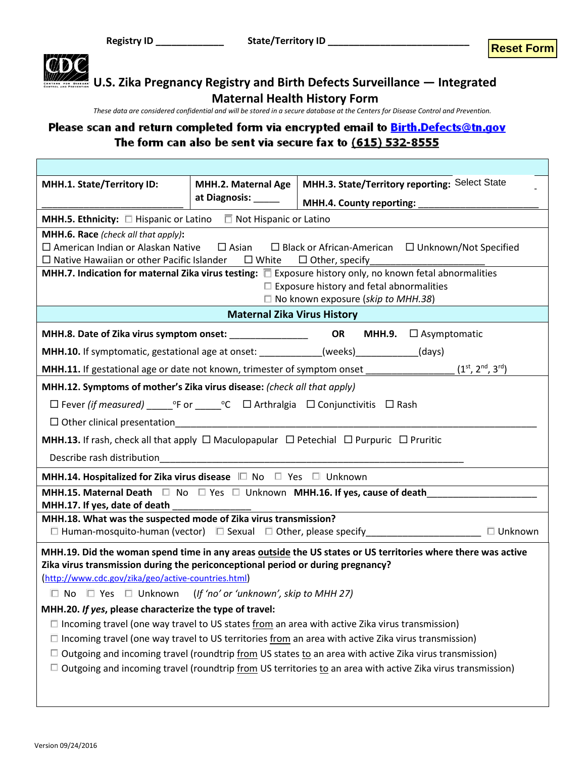Registry ID _____________ State/Territory ID ___________________________

Reset Form

# U.S. Zika Pregnancy Registry and Birth Defects Surveillance — Integrated Maternal Health History Form

*These data are considered confidential and will be stored in a secure database at the Centers for Disease Control and Prevention.*

**Please scan and return completed form via encrypted email to Birth.Defects@tn.gov**
**The form can also be sent via secure fax to (615) 532-8555**

**MHH.1. State/Territory ID:** ___________________________

**MHH.2. Maternal Age at Diagnosis:** _____

**MHH.3. State/Territory reporting:** Select State

**MHH.4. County reporting:** _______________________

**MHH.5. Ethnicity:** ☐ Hispanic or Latino ☐ Not Hispanic or Latino

**MHH.6. Race** *(check all that apply)***:**
☐ American Indian or Alaskan Native ☐ Asian ☐ Black or African-American ☐ Unknown/Not Specified
☐ Native Hawaiian or other Pacific Islander ☐ White ☐ Other, specify_____________________

**MHH.7. Indication for maternal Zika virus testing:** ☐ Exposure history only, no known fetal abnormalities
☐ Exposure history and fetal abnormalities
☐ No known exposure (*skip to MHH.38*)

## Maternal Zika Virus History

**MHH.8. Date of Zika virus symptom onset:** _______________ **OR** **MHH.9.** ☐ Asymptomatic

**MHH.10.** If symptomatic, gestational age at onset: ____________(weeks)____________(days)

**MHH.11.** If gestational age or date not known, trimester of symptom onset ________________ (1st, 2nd, 3rd)

**MHH.12. Symptoms of mother's Zika virus disease:** *(check all that apply)*

☐ Fever *(if measured)* _____°F or _____°C ☐ Arthralgia ☐ Conjunctivitis ☐ Rash

☐ Other clinical presentation_____________________________________________________________

**MHH.13.** If rash, check all that apply ☐ Maculopapular ☐ Petechial ☐ Purpuric ☐ Pruritic

Describe rash distribution_____________________________________________________________

**MHH.14. Hospitalized for Zika virus disease** ☐ No ☐ Yes ☐ Unknown

**MHH.15. Maternal Death** ☐ No ☐ Yes ☐ Unknown **MHH.16. If yes, cause of death**____________________
**MHH.17. If yes, date of death** ______________

**MHH.18. What was the suspected mode of Zika virus transmission?**
☐ Human-mosquito-human (vector) ☐ Sexual ☐ Other, please specify______________________ ☐ Unknown

**MHH.19. Did the woman spend time in any areas outside the US states or US territories where there was active Zika virus transmission during the periconceptional period or during pregnancy?**
(http://www.cdc.gov/zika/geo/active-countries.html)

☐ No ☐ Yes ☐ Unknown (*If 'no' or 'unknown', skip to MHH 27)*

**MHH.20.** ***If yes*****, please characterize the type of travel:**

☐ Incoming travel (one way travel to US states from an area with active Zika virus transmission)
☐ Incoming travel (one way travel to US territories from an area with active Zika virus transmission)
☐ Outgoing and incoming travel (roundtrip from US states to an area with active Zika virus transmission)
☐ Outgoing and incoming travel (roundtrip from US territories to an area with active Zika virus transmission)

Version 09/24/2016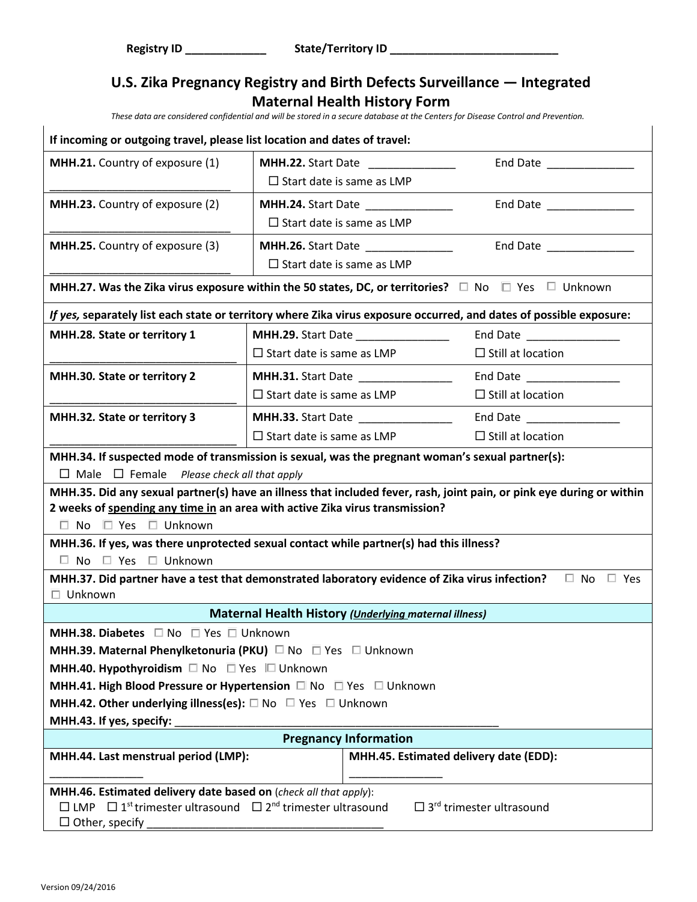Registry ID _____________ State/Territory ID ___________________________

# U.S. Zika Pregnancy Registry and Birth Defects Surveillance — Integrated Maternal Health History Form

*These data are considered confidential and will be stored in a secure database at the Centers for Disease Control and Prevention.*

**If incoming or outgoing travel, please list location and dates of travel:**

| | | |
|---|---|---|
| **MHH.21.** Country of exposure (1) ______________________________ | **MHH.22.** Start Date ______________ ☐ Start date is same as LMP | End Date ______________ |
| **MHH.23.** Country of exposure (2) ______________________________ | **MHH.24.** Start Date ______________ ☐ Start date is same as LMP | End Date ______________ |
| **MHH.25.** Country of exposure (3) ______________________________ | **MHH.26.** Start Date ______________ ☐ Start date is same as LMP | End Date ______________ |

**MHH.27. Was the Zika virus exposure within the 50 states, DC, or territories?** ☐ No ☐ Yes ☐ Unknown

***If yes,*** **separately list each state or territory where Zika virus exposure occurred, and dates of possible exposure:**

| | | |
|---|---|---|
| **MHH.28. State or territory 1** ______________________________ | **MHH.29.** Start Date _______________ ☐ Start date is same as LMP | End Date _______________ ☐ Still at location |
| **MHH.30. State or territory 2** ______________________________ | **MHH.31.** Start Date _______________ ☐ Start date is same as LMP | End Date _______________ ☐ Still at location |
| **MHH.32. State or territory 3** ______________________________ | **MHH.33.** Start Date _______________ ☐ Start date is same as LMP | End Date _______________ ☐ Still at location |

**MHH.34. If suspected mode of transmission is sexual, was the pregnant woman's sexual partner(s):**
☐ Male ☐ Female *Please check all that apply*

**MHH.35. Did any sexual partner(s) have an illness that included fever, rash, joint pain, or pink eye during or within 2 weeks of spending any time in an area with active Zika virus transmission?**
☐ No ☐ Yes ☐ Unknown

**MHH.36. If yes, was there unprotected sexual contact while partner(s) had this illness?**
☐ No ☐ Yes ☐ Unknown

**MHH.37. Did partner have a test that demonstrated laboratory evidence of Zika virus infection?** ☐ No ☐ Yes ☐ Unknown

## Maternal Health History *(Underlying maternal illness)*

**MHH.38. Diabetes** ☐ No ☐ Yes ☐ Unknown
**MHH.39. Maternal Phenylketonuria (PKU)** ☐ No ☐ Yes ☐ Unknown
**MHH.40. Hypothyroidism** ☐ No ☐ Yes ☐ Unknown
**MHH.41. High Blood Pressure or Hypertension** ☐ No ☐ Yes ☐ Unknown
**MHH.42. Other underlying illness(es):** ☐ No ☐ Yes ☐ Unknown
**MHH.43. If yes, specify:** ______________________________________________________

## Pregnancy Information

| | |
|---|---|
| **MHH.44. Last menstrual period (LMP):** _______________ | **MHH.45. Estimated delivery date (EDD):** _______________ |

**MHH.46. Estimated delivery date based on** (*check all that apply*):
☐ LMP ☐ 1st trimester ultrasound ☐ 2nd trimester ultrasound ☐ 3rd trimester ultrasound
☐ Other, specify _______________________________________

Version 09/24/2016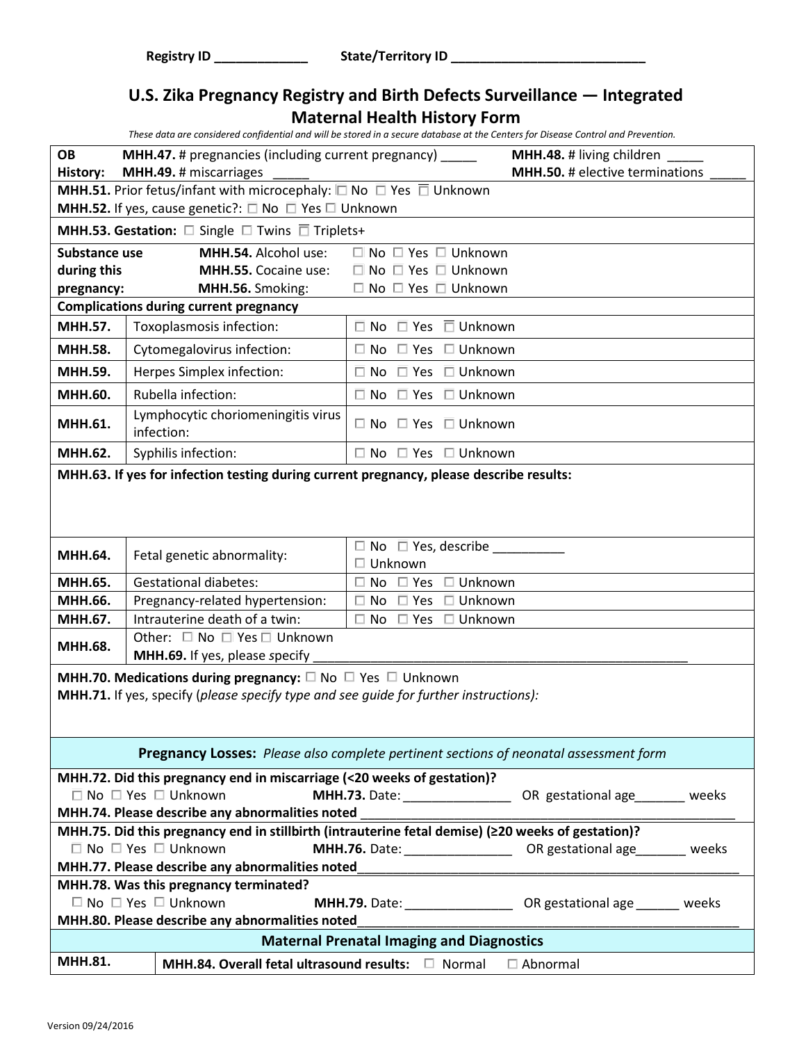Registry ID _____________ State/Territory ID ___________________________

# U.S. Zika Pregnancy Registry and Birth Defects Surveillance — Integrated Maternal Health History Form

*These data are considered confidential and will be stored in a secure database at the Centers for Disease Control and Prevention.*

| | | |
|---|---|---|
| **OB History:** | **MHH.47.** # pregnancies (including current pregnancy) _____ **MHH.49.** # miscarriages _____ | **MHH.48.** # living children _____ **MHH.50.** # elective terminations _____ |
| **MHH.51.** Prior fetus/infant with microcephaly: ☐ No ☐ Yes ☐ Unknown **MHH.52.** If yes, cause genetic?: ☐ No ☐ Yes ☐ Unknown | | |
| **MHH.53. Gestation:** ☐ Single ☐ Twins ☐ Triplets+ | | |
| **Substance use during this pregnancy:** | **MHH.54.** Alcohol use: **MHH.55.** Cocaine use: **MHH.56.** Smoking: | ☐ No ☐ Yes ☐ Unknown ☐ No ☐ Yes ☐ Unknown ☐ No ☐ Yes ☐ Unknown |

| **Complications during current pregnancy** | | |
|---|---|---|
| **MHH.57.** | Toxoplasmosis infection: | ☐ No ☐ Yes ☐ Unknown |
| **MHH.58.** | Cytomegalovirus infection: | ☐ No ☐ Yes ☐ Unknown |
| **MHH.59.** | Herpes Simplex infection: | ☐ No ☐ Yes ☐ Unknown |
| **MHH.60.** | Rubella infection: | ☐ No ☐ Yes ☐ Unknown |
| **MHH.61.** | Lymphocytic choriomeningitis virus infection: | ☐ No ☐ Yes ☐ Unknown |
| **MHH.62.** | Syphilis infection: | ☐ No ☐ Yes ☐ Unknown |
| **MHH.63. If yes for infection testing during current pregnancy, please describe results:** | | |
| **MHH.64.** | Fetal genetic abnormality: | ☐ No ☐ Yes, describe __________ ☐ Unknown |
| **MHH.65.** | Gestational diabetes: | ☐ No ☐ Yes ☐ Unknown |
| **MHH.66.** | Pregnancy-related hypertension: | ☐ No ☐ Yes ☐ Unknown |
| **MHH.67.** | Intrauterine death of a twin: | ☐ No ☐ Yes ☐ Unknown |
| **MHH.68.** | Other: ☐ No ☐ Yes ☐ Unknown **MHH.69.** If yes, please specify ______________________ | |

**MHH.70. Medications during pregnancy:** ☐ No ☐ Yes ☐ Unknown
**MHH.71.** If yes, specify (*please specify type and see guide for further instructions):*

## Pregnancy Losses: *Please also complete pertinent sections of neonatal assessment form*

**MHH.72. Did this pregnancy end in miscarriage (<20 weeks of gestation)?**
☐ No ☐ Yes ☐ Unknown **MHH.73.** Date: _______________ OR gestational age_______ weeks
**MHH.74. Please describe any abnormalities noted** ________________________________________

**MHH.75. Did this pregnancy end in stillbirth (intrauterine fetal demise) (≥20 weeks of gestation)?**
☐ No ☐ Yes ☐ Unknown **MHH.76.** Date: _______________ OR gestational age_______ weeks
**MHH.77. Please describe any abnormalities noted**________________________________________

**MHH.78. Was this pregnancy terminated?**
☐ No ☐ Yes ☐ Unknown **MHH.79.** Date: _______________ OR gestational age ______ weeks
**MHH.80. Please describe any abnormalities noted**________________________________________

## Maternal Prenatal Imaging and Diagnostics

| | |
|---|---|
| **MHH.81.** | **MHH.84. Overall fetal ultrasound results:** ☐ Normal ☐ Abnormal |

Version 09/24/2016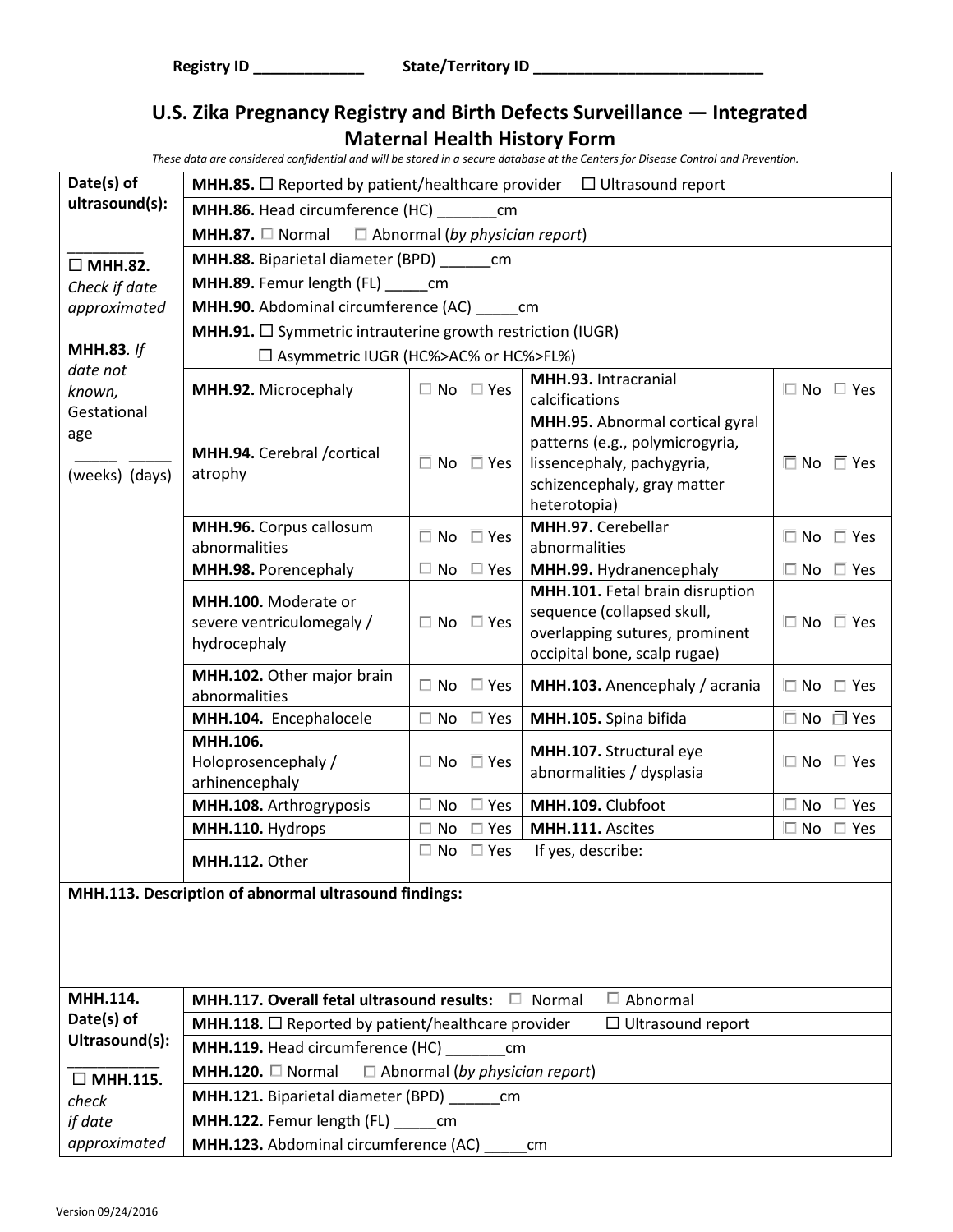Registry ID _____________ State/Territory ID ___________________________

## U.S. Zika Pregnancy Registry and Birth Defects Surveillance — Integrated Maternal Health History Form

*These data are considered confidential and will be stored in a secure database at the Centers for Disease Control and Prevention.*

| Date(s) of ultrasound(s): _________ ☐ **MHH.82.** *Check if date approximated* **MHH.83**. *If date not known,* Gestational age _____ _____ (weeks) (days) | | | | |
|---|---|---|---|---|
| | **MHH.85.** ☐ Reported by patient/healthcare provider ☐ Ultrasound report | | | |
| | **MHH.86.** Head circumference (HC) _______cm | | | |
| | **MHH.87.** ☐ Normal ☐ Abnormal (*by physician report*) | | | |
| | **MHH.88.** Biparietal diameter (BPD) ______cm | | | |
| | **MHH.89.** Femur length (FL) _____cm | | | |
| | **MHH.90.** Abdominal circumference (AC) _____cm | | | |
| | **MHH.91.** ☐ Symmetric intrauterine growth restriction (IUGR) ☐ Asymmetric IUGR (HC%>AC% or HC%>FL%) | | | |
| | **MHH.92.** Microcephaly | ☐ No ☐ Yes | **MHH.93.** Intracranial calcifications | ☐ No ☐ Yes |
| | **MHH.94.** Cerebral /cortical atrophy | ☐ No ☐ Yes | **MHH.95.** Abnormal cortical gyral patterns (e.g., polymicrogyria, lissencephaly, pachygyria, schizencephaly, gray matter heterotopia) | ☐ No ☐ Yes |
| | **MHH.96.** Corpus callosum abnormalities | ☐ No ☐ Yes | **MHH.97.** Cerebellar abnormalities | ☐ No ☐ Yes |
| | **MHH.98.** Porencephaly | ☐ No ☐ Yes | **MHH.99.** Hydranencephaly | ☐ No ☐ Yes |
| | **MHH.100.** Moderate or severe ventriculomegaly / hydrocephaly | ☐ No ☐ Yes | **MHH.101.** Fetal brain disruption sequence (collapsed skull, overlapping sutures, prominent occipital bone, scalp rugae) | ☐ No ☐ Yes |
| | **MHH.102.** Other major brain abnormalities | ☐ No ☐ Yes | **MHH.103.** Anencephaly / acrania | ☐ No ☐ Yes |
| | **MHH.104.** Encephalocele | ☐ No ☐ Yes | **MHH.105.** Spina bifida | ☐ No ☐ Yes |
| | **MHH.106.** Holoprosencephaly / arhinencephaly | ☐ No ☐ Yes | **MHH.107.** Structural eye abnormalities / dysplasia | ☐ No ☐ Yes |
| | **MHH.108.** Arthrogryposis | ☐ No ☐ Yes | **MHH.109.** Clubfoot | ☐ No ☐ Yes |
| | **MHH.110.** Hydrops | ☐ No ☐ Yes | **MHH.111.** Ascites | ☐ No ☐ Yes |
| | **MHH.112.** Other | ☐ No ☐ Yes If yes, describe: | | |

**MHH.113. Description of abnormal ultrasound findings:**

| **MHH.114.** Date(s) of Ultrasound(s): ___________ ☐ **MHH.115.** *check if date approximated* | |
|---|---|
| | **MHH.117. Overall fetal ultrasound results:** ☐ Normal ☐ Abnormal |
| | **MHH.118.** ☐ Reported by patient/healthcare provider ☐ Ultrasound report |
| | **MHH.119.** Head circumference (HC) _______cm |
| | **MHH.120.** ☐ Normal ☐ Abnormal (*by physician report*) |
| | **MHH.121.** Biparietal diameter (BPD) ______cm |
| | **MHH.122.** Femur length (FL) _____cm |
| | **MHH.123.** Abdominal circumference (AC) _____cm |

Version 09/24/2016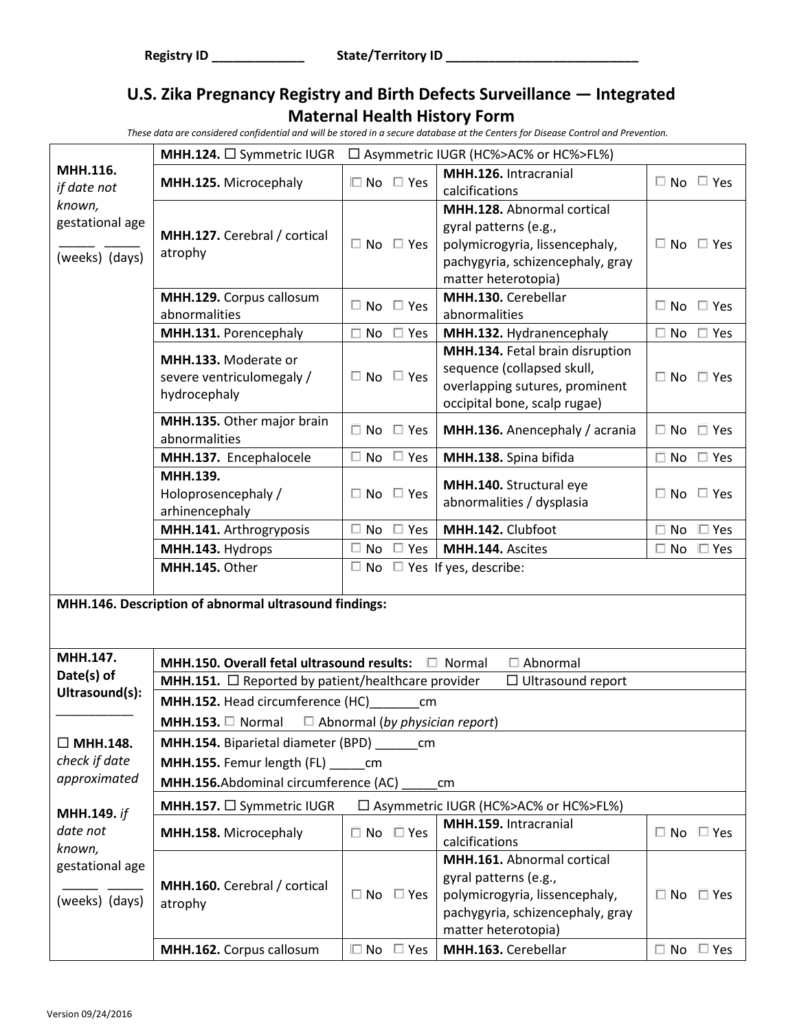Registry ID _____________ State/Territory ID ___________________________

# U.S. Zika Pregnancy Registry and Birth Defects Surveillance — Integrated Maternal Health History Form

*These data are considered confidential and will be stored in a secure database at the Centers for Disease Control and Prevention.*

| | | | | |
|---|---|---|---|---|
| **MHH.116.** *if date not known,* gestational age _____ _____ (weeks) (days) | **MHH.124.** ☐ Symmetric IUGR ☐ Asymmetric IUGR (HC%>AC% or HC%>FL%) | | | |
| | **MHH.125.** Microcephaly | ☐ No ☐ Yes | **MHH.126.** Intracranial calcifications | ☐ No ☐ Yes |
| | **MHH.127.** Cerebral / cortical atrophy | ☐ No ☐ Yes | **MHH.128.** Abnormal cortical gyral patterns (e.g., polymicrogyria, lissencephaly, pachygyria, schizencephaly, gray matter heterotopia) | ☐ No ☐ Yes |
| | **MHH.129.** Corpus callosum abnormalities | ☐ No ☐ Yes | **MHH.130.** Cerebellar abnormalities | ☐ No ☐ Yes |
| | **MHH.131.** Porencephaly | ☐ No ☐ Yes | **MHH.132.** Hydranencephaly | ☐ No ☐ Yes |
| | **MHH.133.** Moderate or severe ventriculomegaly / hydrocephaly | ☐ No ☐ Yes | **MHH.134.** Fetal brain disruption sequence (collapsed skull, overlapping sutures, prominent occipital bone, scalp rugae) | ☐ No ☐ Yes |
| | **MHH.135.** Other major brain abnormalities | ☐ No ☐ Yes | **MHH.136.** Anencephaly / acrania | ☐ No ☐ Yes |
| | **MHH.137.** Encephalocele | ☐ No ☐ Yes | **MHH.138.** Spina bifida | ☐ No ☐ Yes |
| | **MHH.139.** Holoprosencephaly / arhinencephaly | ☐ No ☐ Yes | **MHH.140.** Structural eye abnormalities / dysplasia | ☐ No ☐ Yes |
| | **MHH.141.** Arthrogryposis | ☐ No ☐ Yes | **MHH.142.** Clubfoot | ☐ No ☐ Yes |
| | **MHH.143.** Hydrops | ☐ No ☐ Yes | **MHH.144.** Ascites | ☐ No ☐ Yes |
| | **MHH.145.** Other | ☐ No ☐ Yes If yes, describe: | | |
| **MHH.146. Description of abnormal ultrasound findings:** | | | | |
| **MHH.147. Date(s) of Ultrasound(s):** ___________ ☐ **MHH.148.** *check if date approximated* **MHH.149.** *if date not known,* gestational age _____ _____ (weeks) (days) | **MHH.150. Overall fetal ultrasound results:** ☐ Normal ☐ Abnormal | | | |
| | **MHH.151.** ☐ Reported by patient/healthcare provider ☐ Ultrasound report | | | |
| | **MHH.152.** Head circumference (HC)_______cm | | | |
| | **MHH.153.** ☐ Normal ☐ Abnormal (*by physician report*) | | | |
| | **MHH.154.** Biparietal diameter (BPD) ______cm | | | |
| | **MHH.155.** Femur length (FL) _____cm | | | |
| | **MHH.156.** Abdominal circumference (AC) _____cm | | | |
| | **MHH.157.** ☐ Symmetric IUGR ☐ Asymmetric IUGR (HC%>AC% or HC%>FL%) | | | |
| | **MHH.158.** Microcephaly | ☐ No ☐ Yes | **MHH.159.** Intracranial calcifications | ☐ No ☐ Yes |
| | **MHH.160.** Cerebral / cortical atrophy | ☐ No ☐ Yes | **MHH.161.** Abnormal cortical gyral patterns (e.g., polymicrogyria, lissencephaly, pachygyria, schizencephaly, gray matter heterotopia) | ☐ No ☐ Yes |
| | **MHH.162.** Corpus callosum | ☐ No ☐ Yes | **MHH.163.** Cerebellar | ☐ No ☐ Yes |

Version 09/24/2016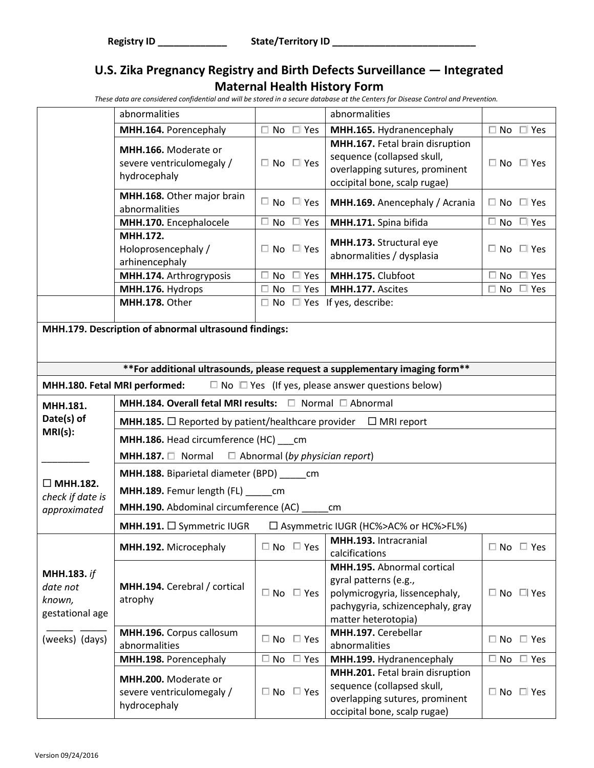Registry ID _____________ State/Territory ID ___________________________

# U.S. Zika Pregnancy Registry and Birth Defects Surveillance — Integrated Maternal Health History Form

*These data are considered confidential and will be stored in a secure database at the Centers for Disease Control and Prevention.*

| | | | | |
|---|---|---|---|---|
| | abnormalities | | abnormalities | |
| | **MHH.164.** Porencephaly | ☐ No ☐ Yes | **MHH.165.** Hydranencephaly | ☐ No ☐ Yes |
| | **MHH.166.** Moderate or severe ventriculomegaly / hydrocephaly | ☐ No ☐ Yes | **MHH.167.** Fetal brain disruption sequence (collapsed skull, overlapping sutures, prominent occipital bone, scalp rugae) | ☐ No ☐ Yes |
| | **MHH.168.** Other major brain abnormalities | ☐ No ☐ Yes | **MHH.169.** Anencephaly / Acrania | ☐ No ☐ Yes |
| | **MHH.170.** Encephalocele | ☐ No ☐ Yes | **MHH.171.** Spina bifida | ☐ No ☐ Yes |
| | **MHH.172.** Holoprosencephaly / arhinencephaly | ☐ No ☐ Yes | **MHH.173.** Structural eye abnormalities / dysplasia | ☐ No ☐ Yes |
| | **MHH.174.** Arthrogryposis | ☐ No ☐ Yes | **MHH.175.** Clubfoot | ☐ No ☐ Yes |
| | **MHH.176.** Hydrops | ☐ No ☐ Yes | **MHH.177.** Ascites | ☐ No ☐ Yes |
| | **MHH.178.** Other | ☐ No ☐ Yes If yes, describe: | | |

**MHH.179. Description of abnormal ultrasound findings:**

**\*\*For additional ultrasounds, please request a supplementary imaging form\*\***

**MHH.180. Fetal MRI performed:** ☐ No ☐ Yes (If yes, please answer questions below)

| | | | | |
|---|---|---|---|---|
| **MHH.181. Date(s) of MRI(s):** _________ ☐ **MHH.182.** *check if date is approximated* | **MHH.184. Overall fetal MRI results:** ☐ Normal ☐ Abnormal | | | |
| | **MHH.185.** ☐ Reported by patient/healthcare provider ☐ MRI report | | | |
| | **MHH.186.** Head circumference (HC) ___cm | | | |
| | **MHH.187.** ☐ Normal ☐ Abnormal (*by physician report*) | | | |
| | **MHH.188.** Biparietal diameter (BPD) _____cm | | | |
| | **MHH.189.** Femur length (FL) _____cm | | | |
| | **MHH.190.** Abdominal circumference (AC) _____cm | | | |
| | **MHH.191.** ☐ Symmetric IUGR ☐ Asymmetric IUGR (HC%>AC% or HC%>FL%) | | | |
| **MHH.183.** *if date not known,* gestational age _____ _____ (weeks) (days) | **MHH.192.** Microcephaly | ☐ No ☐ Yes | **MHH.193.** Intracranial calcifications | ☐ No ☐ Yes |
| | **MHH.194.** Cerebral / cortical atrophy | ☐ No ☐ Yes | **MHH.195.** Abnormal cortical gyral patterns (e.g., polymicrogyria, lissencephaly, pachygyria, schizencephaly, gray matter heterotopia) | ☐ No ☐ Yes |
| | **MHH.196.** Corpus callosum abnormalities | ☐ No ☐ Yes | **MHH.197.** Cerebellar abnormalities | ☐ No ☐ Yes |
| | **MHH.198.** Porencephaly | ☐ No ☐ Yes | **MHH.199.** Hydranencephaly | ☐ No ☐ Yes |
| | **MHH.200.** Moderate or severe ventriculomegaly / hydrocephaly | ☐ No ☐ Yes | **MHH.201.** Fetal brain disruption sequence (collapsed skull, overlapping sutures, prominent occipital bone, scalp rugae) | ☐ No ☐ Yes |

Version 09/24/2016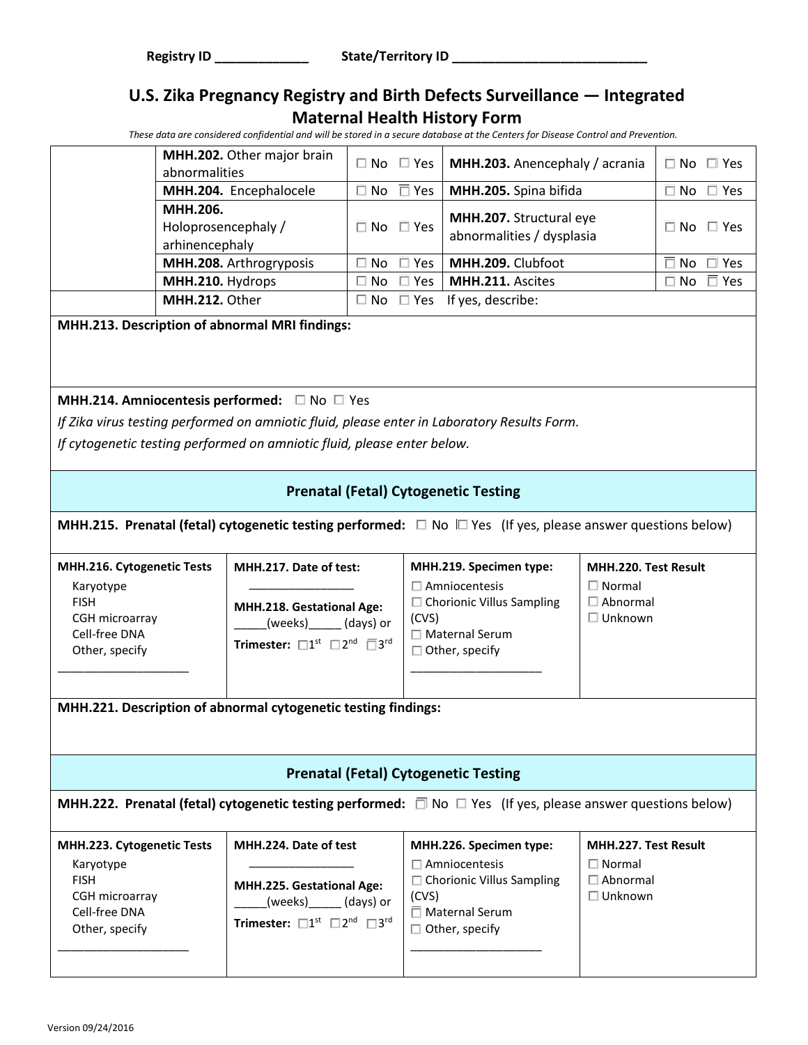Registry ID _____________ State/Territory ID ___________________________

# U.S. Zika Pregnancy Registry and Birth Defects Surveillance — Integrated Maternal Health History Form

*These data are considered confidential and will be stored in a secure database at the Centers for Disease Control and Prevention.*

| | | | | |
|---|---|---|---|---|
| | **MHH.202.** Other major brain abnormalities | ☐ No ☐ Yes | **MHH.203.** Anencephaly / acrania | ☐ No ☐ Yes |
| | **MHH.204.** Encephalocele | ☐ No ☐ Yes | **MHH.205.** Spina bifida | ☐ No ☐ Yes |
| | **MHH.206.** Holoprosencephaly / arhinencephaly | ☐ No ☐ Yes | **MHH.207.** Structural eye abnormalities / dysplasia | ☐ No ☐ Yes |
| | **MHH.208.** Arthrogryposis | ☐ No ☐ Yes | **MHH.209.** Clubfoot | ☐ No ☐ Yes |
| | **MHH.210.** Hydrops | ☐ No ☐ Yes | **MHH.211.** Ascites | ☐ No ☐ Yes |
| | **MHH.212.** Other | ☐ No ☐ Yes If yes, describe: | | |

**MHH.213. Description of abnormal MRI findings:**

**MHH.214. Amniocentesis performed:** ☐ No ☐ Yes

*If Zika virus testing performed on amniotic fluid, please enter in Laboratory Results Form.*

*If cytogenetic testing performed on amniotic fluid, please enter below.*

## Prenatal (Fetal) Cytogenetic Testing

**MHH.215. Prenatal (fetal) cytogenetic testing performed:** ☐ No ☐ Yes (If yes, please answer questions below)

| **MHH.216. Cytogenetic Tests** | **MHH.217. Date of test:** | **MHH.219. Specimen type:** | **MHH.220. Test Result** |
|---|---|---|---|
| Karyotype<br>FISH<br>CGH microarray<br>Cell-free DNA<br>Other, specify<br>____________________ | ________________<br>**MHH.218. Gestational Age:**<br>_____(weeks)_____ (days) or<br>**Trimester:** ☐1st ☐2nd ☐3rd | ☐ Amniocentesis<br>☐ Chorionic Villus Sampling (CVS)<br>☐ Maternal Serum<br>☐ Other, specify<br>____________________ | ☐ Normal<br>☐ Abnormal<br>☐ Unknown |

**MHH.221. Description of abnormal cytogenetic testing findings:**

## Prenatal (Fetal) Cytogenetic Testing

**MHH.222. Prenatal (fetal) cytogenetic testing performed:** ☐ No ☐ Yes (If yes, please answer questions below)

| **MHH.223. Cytogenetic Tests** | **MHH.224. Date of test** | **MHH.226. Specimen type:** | **MHH.227. Test Result** |
|---|---|---|---|
| Karyotype<br>FISH<br>CGH microarray<br>Cell-free DNA<br>Other, specify<br>____________________ | ________________<br>**MHH.225. Gestational Age:**<br>_____(weeks)_____ (days) or<br>**Trimester:** ☐1st ☐2nd ☐3rd | ☐ Amniocentesis<br>☐ Chorionic Villus Sampling (CVS)<br>☐ Maternal Serum<br>☐ Other, specify<br>____________________ | ☐ Normal<br>☐ Abnormal<br>☐ Unknown |

Version 09/24/2016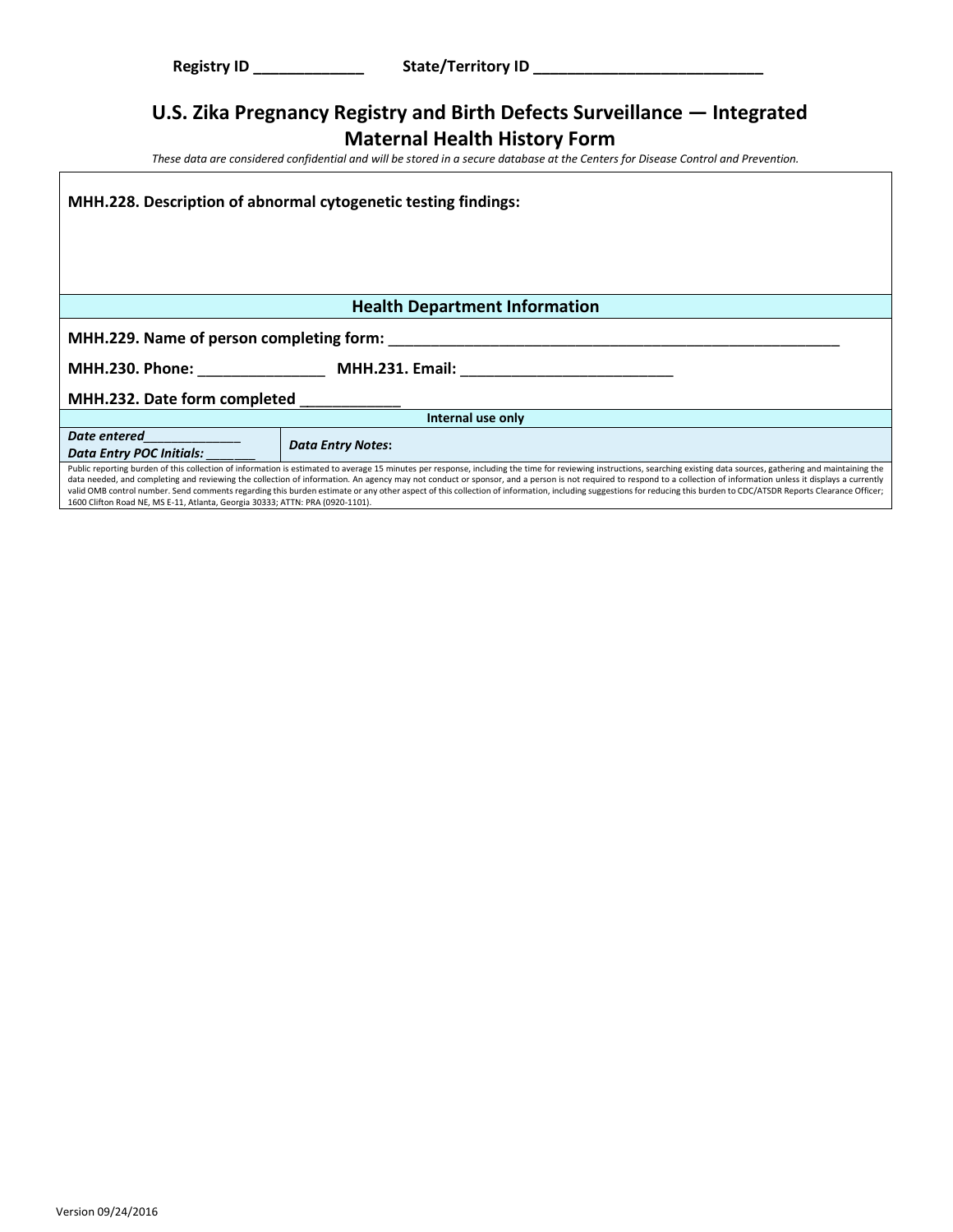Registry ID _____________ State/Territory ID ___________________________

# U.S. Zika Pregnancy Registry and Birth Defects Surveillance — Integrated Maternal Health History Form

*These data are considered confidential and will be stored in a secure database at the Centers for Disease Control and Prevention.*

**MHH.228. Description of abnormal cytogenetic testing findings:**

## Health Department Information

**MHH.229. Name of person completing form:** ___________________________________________________________

**MHH.230. Phone:** _______________ **MHH.231. Email:** __________________________

**MHH.232. Date form completed** ____________

| Internal use only | |
|---|---|
| *Date entered*_____________<br>*Data Entry POC Initials:* _______ | ***Data Entry Notes*:** |

Public reporting burden of this collection of information is estimated to average 15 minutes per response, including the time for reviewing instructions, searching existing data sources, gathering and maintaining the data needed, and completing and reviewing the collection of information. An agency may not conduct or sponsor, and a person is not required to respond to a collection of information unless it displays a currently valid OMB control number. Send comments regarding this burden estimate or any other aspect of this collection of information, including suggestions for reducing this burden to CDC/ATSDR Reports Clearance Officer; 1600 Clifton Road NE, MS E-11, Atlanta, Georgia 30333; ATTN: PRA (0920-1101).

Version 09/24/2016